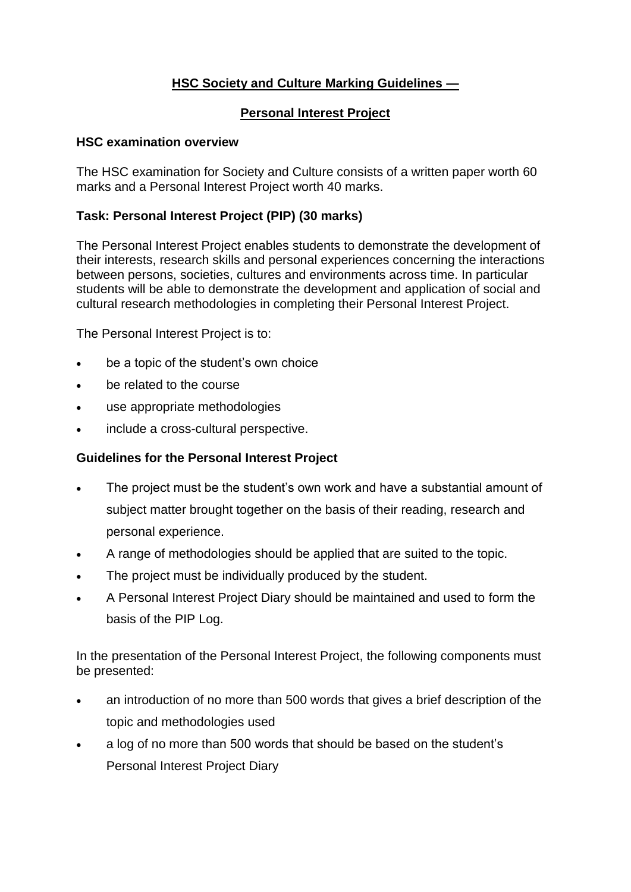# HSC Society and Culture Marking Guidelines —

## Personal Interest Project

### HSC examination overview

The HSC examination for Society and Culture consists of a written paper worth 60 marks and a Personal Interest Project worth 40 marks.

### Task: Personal Interest Project (PIP) (30 marks)

The Personal Interest Project enables students to demonstrate the development of their interests, research skills and personal experiences concerning the interactions between persons, societies, cultures and environments across time. In particular students will be able to demonstrate the development and application of social and cultural research methodologies in completing their Personal Interest Project.

The Personal Interest Project is to:

- be a topic of the student's own choice
- be related to the course
- use appropriate methodologies
- include a cross-cultural perspective.

### Guidelines for the Personal Interest Project

- The project must be the student's own work and have a substantial amount of subject matter brought together on the basis of their reading, research and personal experience.
- A range of methodologies should be applied that are suited to the topic.
- The project must be individually produced by the student.
- A Personal Interest Project Diary should be maintained and used to form the basis of the PIP Log.

In the presentation of the Personal Interest Project, the following components must be presented:

- an introduction of no more than 500 words that gives a brief description of the topic and methodologies used
- a log of no more than 500 words that should be based on the student's Personal Interest Project Diary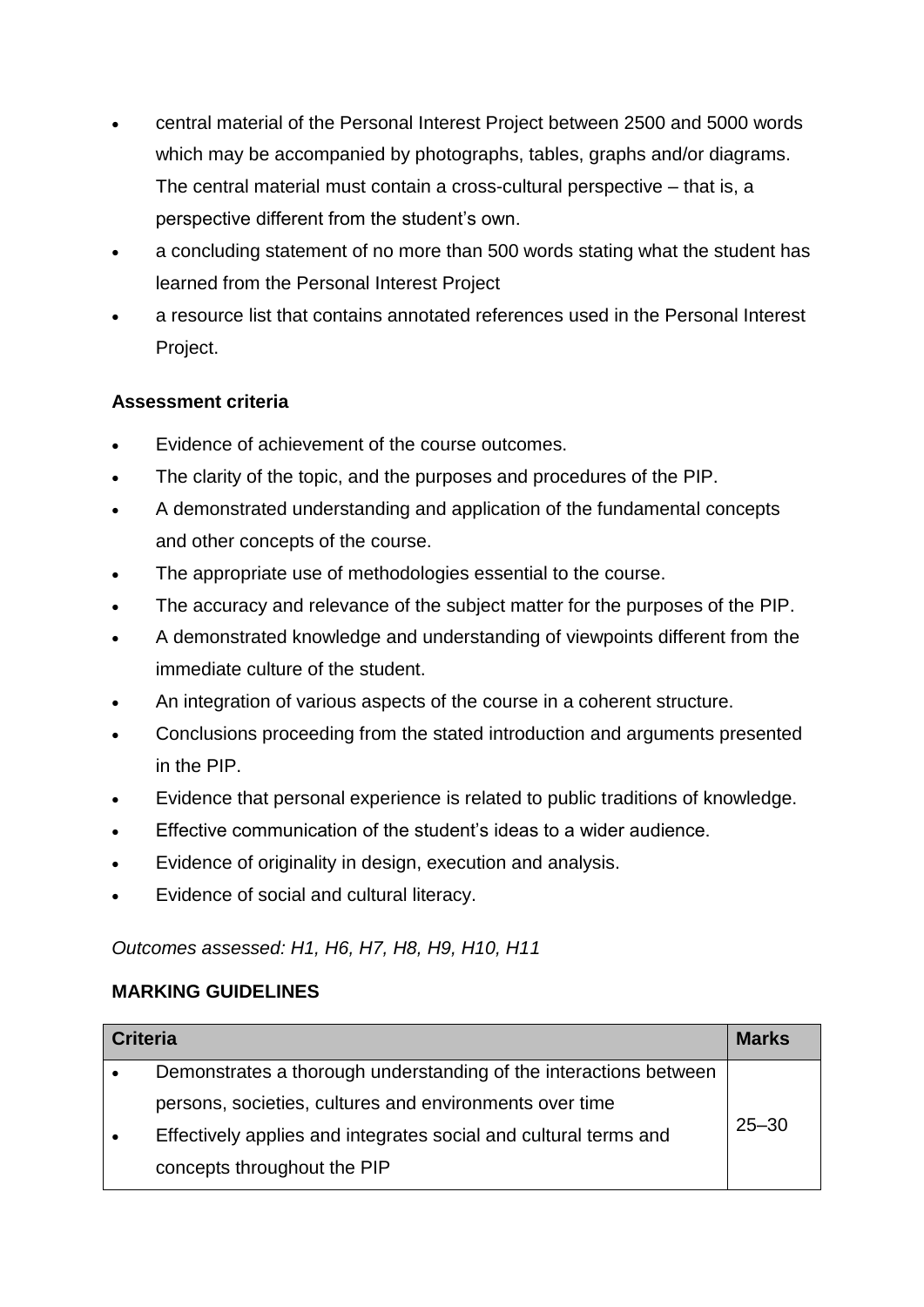- central material of the Personal Interest Project between 2500 and 5000 words which may be accompanied by photographs, tables, graphs and/or diagrams. The central material must contain a cross-cultural perspective – that is, a perspective different from the student's own.
- a concluding statement of no more than 500 words stating what the student has learned from the Personal Interest Project
- a resource list that contains annotated references used in the Personal Interest Project.

**Assessment criteria**

- Evidence of achievement of the course outcomes.
- The clarity of the topic, and the purposes and procedures of the PIP.
- A demonstrated understanding and application of the fundamental concepts and other concepts of the course.
- The appropriate use of methodologies essential to the course.
- The accuracy and relevance of the subject matter for the purposes of the PIP.
- A demonstrated knowledge and understanding of viewpoints different from the immediate culture of the student.
- An integration of various aspects of the course in a coherent structure.
- Conclusions proceeding from the stated introduction and arguments presented in the PIP.
- Evidence that personal experience is related to public traditions of knowledge.
- Effective communication of the student's ideas to a wider audience.
- Evidence of originality in design, execution and analysis.
- Evidence of social and cultural literacy.

*Outcomes assessed: H1, H6, H7, H8, H9, H10, H11*

**MARKING GUIDELINES**

| Criteria | Marks |
|---|---|
| • Demonstrates a thorough understanding of the interactions between persons, societies, cultures and environments over time<br>• Effectively applies and integrates social and cultural terms and concepts throughout the PIP | 25–30 |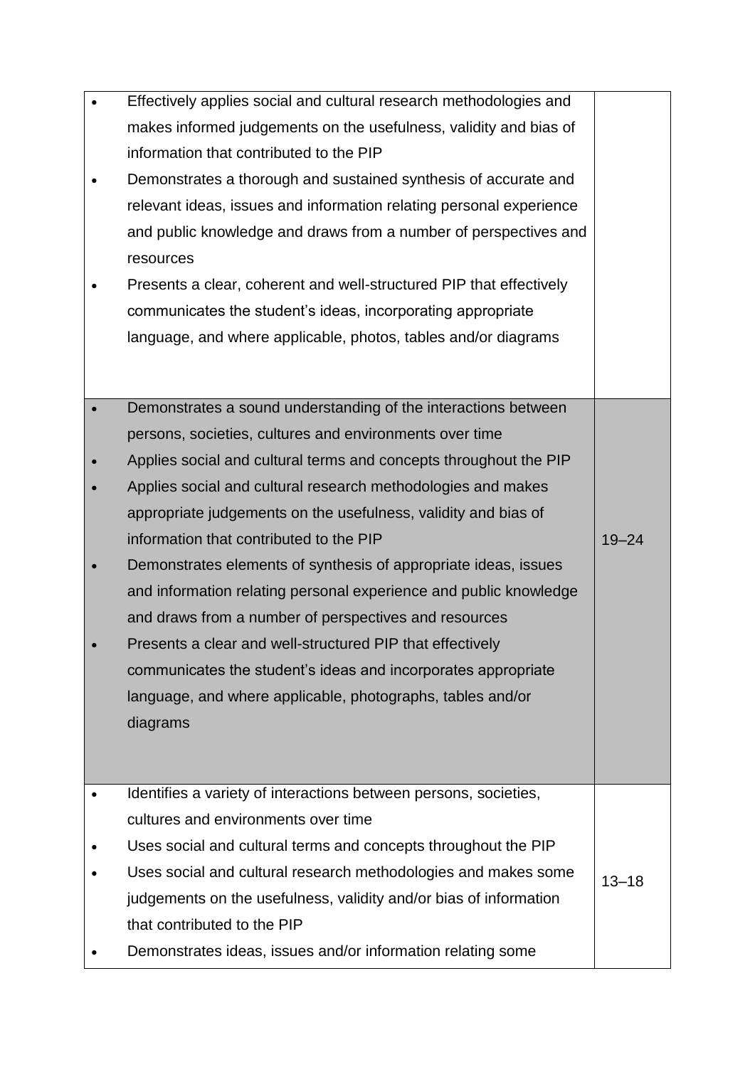| | |
|---|---|
| • Effectively applies social and cultural research methodologies and makes informed judgements on the usefulness, validity and bias of information that contributed to the PIP<br>• Demonstrates a thorough and sustained synthesis of accurate and relevant ideas, issues and information relating personal experience and public knowledge and draws from a number of perspectives and resources<br>• Presents a clear, coherent and well-structured PIP that effectively communicates the student's ideas, incorporating appropriate language, and where applicable, photos, tables and/or diagrams | |
| • Demonstrates a sound understanding of the interactions between persons, societies, cultures and environments over time<br>• Applies social and cultural terms and concepts throughout the PIP<br>• Applies social and cultural research methodologies and makes appropriate judgements on the usefulness, validity and bias of information that contributed to the PIP<br>• Demonstrates elements of synthesis of appropriate ideas, issues and information relating personal experience and public knowledge and draws from a number of perspectives and resources<br>• Presents a clear and well-structured PIP that effectively communicates the student's ideas and incorporates appropriate language, and where applicable, photographs, tables and/or diagrams | 19–24 |
| • Identifies a variety of interactions between persons, societies, cultures and environments over time<br>• Uses social and cultural terms and concepts throughout the PIP<br>• Uses social and cultural research methodologies and makes some judgements on the usefulness, validity and/or bias of information that contributed to the PIP<br>• Demonstrates ideas, issues and/or information relating some | 13–18 |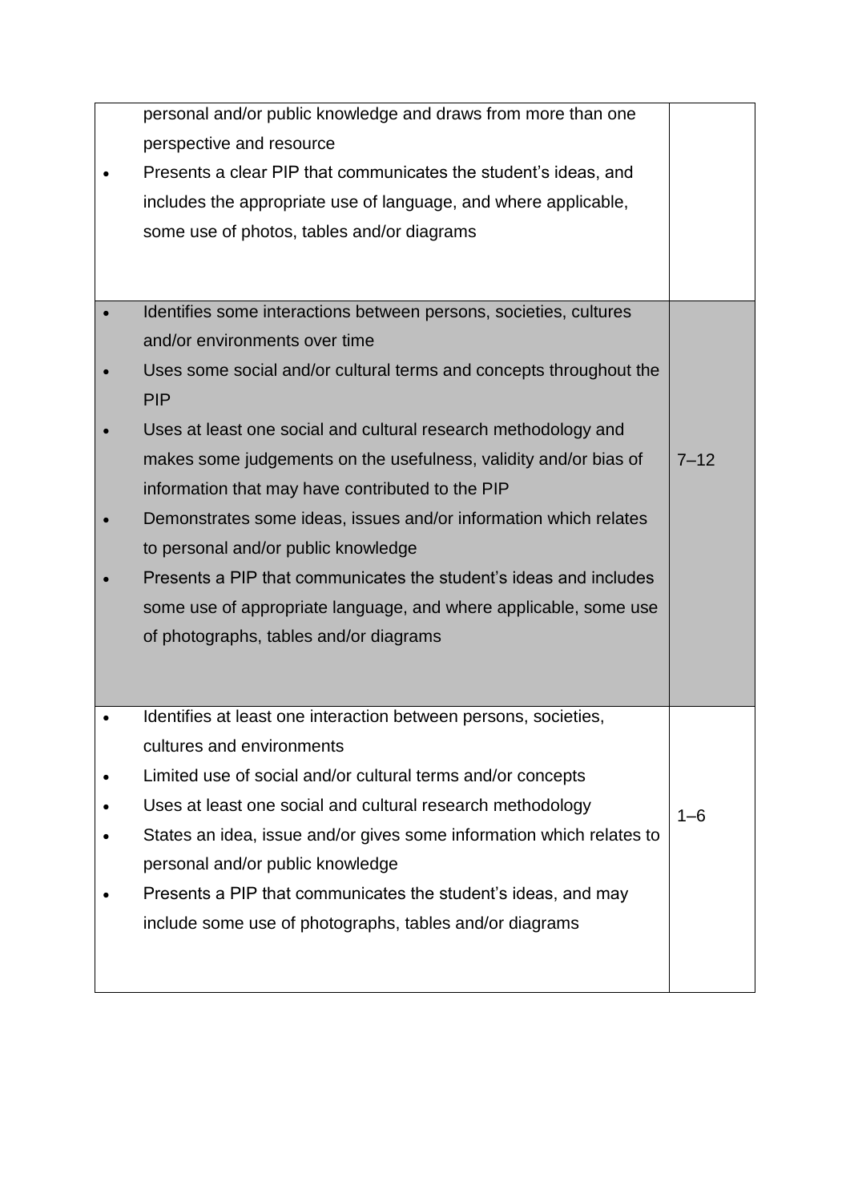| | |
|---|---|
| personal and/or public knowledge and draws from more than one perspective and resource<br>• Presents a clear PIP that communicates the student's ideas, and includes the appropriate use of language, and where applicable, some use of photos, tables and/or diagrams | |
| • Identifies some interactions between persons, societies, cultures and/or environments over time<br>• Uses some social and/or cultural terms and concepts throughout the PIP<br>• Uses at least one social and cultural research methodology and makes some judgements on the usefulness, validity and/or bias of information that may have contributed to the PIP<br>• Demonstrates some ideas, issues and/or information which relates to personal and/or public knowledge<br>• Presents a PIP that communicates the student's ideas and includes some use of appropriate language, and where applicable, some use of photographs, tables and/or diagrams | 7–12 |
| • Identifies at least one interaction between persons, societies, cultures and environments<br>• Limited use of social and/or cultural terms and/or concepts<br>• Uses at least one social and cultural research methodology<br>• States an idea, issue and/or gives some information which relates to personal and/or public knowledge<br>• Presents a PIP that communicates the student's ideas, and may include some use of photographs, tables and/or diagrams | 1–6 |